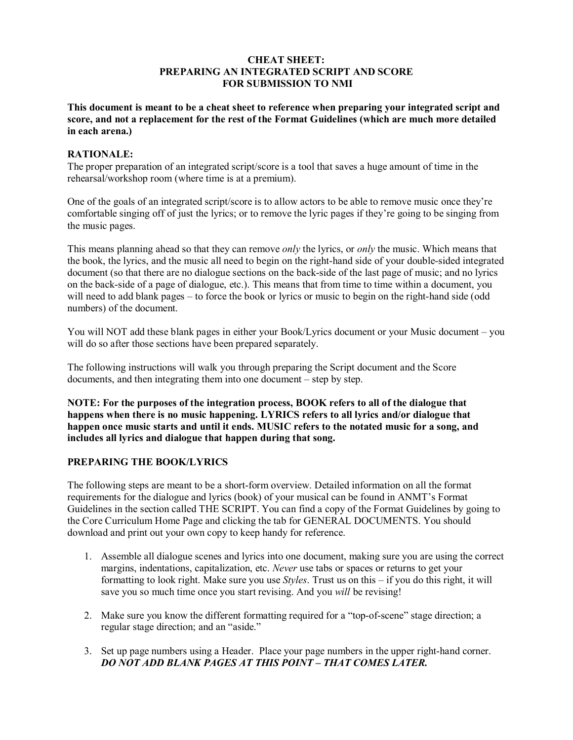# CHEAT SHEET:
# PREPARING AN INTEGRATED SCRIPT AND SCORE
# FOR SUBMISSION TO NMI

**This document is meant to be a cheat sheet to reference when preparing your integrated script and score, and not a replacement for the rest of the Format Guidelines (which are much more detailed in each arena.)**

## RATIONALE:

The proper preparation of an integrated script/score is a tool that saves a huge amount of time in the rehearsal/workshop room (where time is at a premium).

One of the goals of an integrated script/score is to allow actors to be able to remove music once they're comfortable singing off of just the lyrics; or to remove the lyric pages if they're going to be singing from the music pages.

This means planning ahead so that they can remove *only* the lyrics, or *only* the music. Which means that the book, the lyrics, and the music all need to begin on the right-hand side of your double-sided integrated document (so that there are no dialogue sections on the back-side of the last page of music; and no lyrics on the back-side of a page of dialogue, etc.). This means that from time to time within a document, you will need to add blank pages – to force the book or lyrics or music to begin on the right-hand side (odd numbers) of the document.

You will NOT add these blank pages in either your Book/Lyrics document or your Music document – you will do so after those sections have been prepared separately.

The following instructions will walk you through preparing the Script document and the Score documents, and then integrating them into one document – step by step.

**NOTE: For the purposes of the integration process, BOOK refers to all of the dialogue that happens when there is no music happening. LYRICS refers to all lyrics and/or dialogue that happen once music starts and until it ends. MUSIC refers to the notated music for a song, and includes all lyrics and dialogue that happen during that song.**

## PREPARING THE BOOK/LYRICS

The following steps are meant to be a short-form overview. Detailed information on all the format requirements for the dialogue and lyrics (book) of your musical can be found in ANMT's Format Guidelines in the section called THE SCRIPT. You can find a copy of the Format Guidelines by going to the Core Curriculum Home Page and clicking the tab for GENERAL DOCUMENTS. You should download and print out your own copy to keep handy for reference.

1. Assemble all dialogue scenes and lyrics into one document, making sure you are using the correct margins, indentations, capitalization, etc. *Never* use tabs or spaces or returns to get your formatting to look right. Make sure you use *Styles*. Trust us on this – if you do this right, it will save you so much time once you start revising. And you *will* be revising!

2. Make sure you know the different formatting required for a "top-of-scene" stage direction; a regular stage direction; and an "aside."

3. Set up page numbers using a Header. Place your page numbers in the upper right-hand corner. ***DO NOT ADD BLANK PAGES AT THIS POINT – THAT COMES LATER.***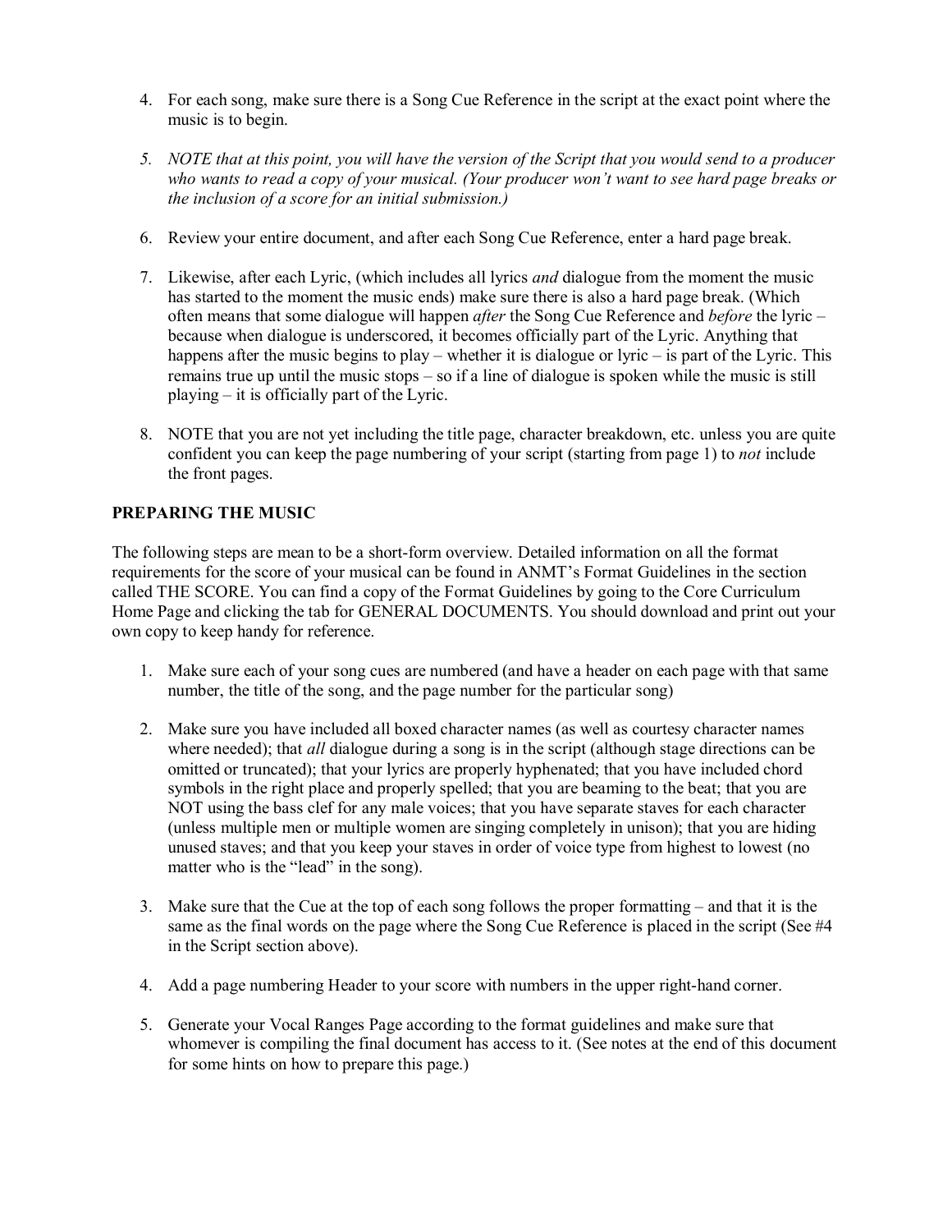4. For each song, make sure there is a Song Cue Reference in the script at the exact point where the music is to begin.

5. *NOTE that at this point, you will have the version of the Script that you would send to a producer who wants to read a copy of your musical. (Your producer won't want to see hard page breaks or the inclusion of a score for an initial submission.)*

6. Review your entire document, and after each Song Cue Reference, enter a hard page break.

7. Likewise, after each Lyric, (which includes all lyrics *and* dialogue from the moment the music has started to the moment the music ends) make sure there is also a hard page break. (Which often means that some dialogue will happen *after* the Song Cue Reference and *before* the lyric – because when dialogue is underscored, it becomes officially part of the Lyric. Anything that happens after the music begins to play – whether it is dialogue or lyric – is part of the Lyric. This remains true up until the music stops – so if a line of dialogue is spoken while the music is still playing – it is officially part of the Lyric.

8. NOTE that you are not yet including the title page, character breakdown, etc. unless you are quite confident you can keep the page numbering of your script (starting from page 1) to *not* include the front pages.

**PREPARING THE MUSIC**

The following steps are mean to be a short-form overview. Detailed information on all the format requirements for the score of your musical can be found in ANMT's Format Guidelines in the section called THE SCORE. You can find a copy of the Format Guidelines by going to the Core Curriculum Home Page and clicking the tab for GENERAL DOCUMENTS. You should download and print out your own copy to keep handy for reference.

1. Make sure each of your song cues are numbered (and have a header on each page with that same number, the title of the song, and the page number for the particular song)

2. Make sure you have included all boxed character names (as well as courtesy character names where needed); that *all* dialogue during a song is in the script (although stage directions can be omitted or truncated); that your lyrics are properly hyphenated; that you have included chord symbols in the right place and properly spelled; that you are beaming to the beat; that you are NOT using the bass clef for any male voices; that you have separate staves for each character (unless multiple men or multiple women are singing completely in unison); that you are hiding unused staves; and that you keep your staves in order of voice type from highest to lowest (no matter who is the "lead" in the song).

3. Make sure that the Cue at the top of each song follows the proper formatting – and that it is the same as the final words on the page where the Song Cue Reference is placed in the script (See #4 in the Script section above).

4. Add a page numbering Header to your score with numbers in the upper right-hand corner.

5. Generate your Vocal Ranges Page according to the format guidelines and make sure that whomever is compiling the final document has access to it. (See notes at the end of this document for some hints on how to prepare this page.)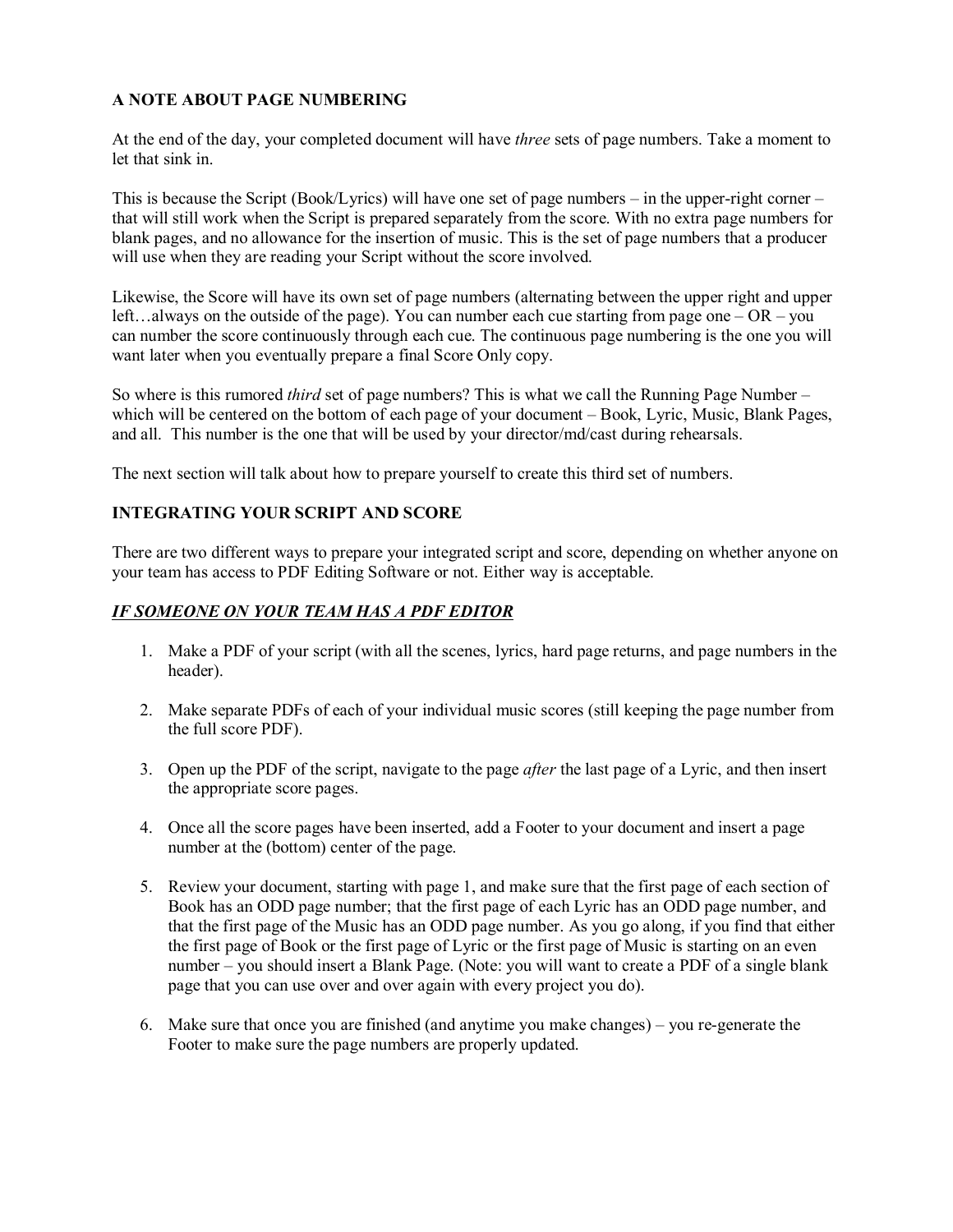**A NOTE ABOUT PAGE NUMBERING**

At the end of the day, your completed document will have *three* sets of page numbers. Take a moment to let that sink in.

This is because the Script (Book/Lyrics) will have one set of page numbers – in the upper-right corner – that will still work when the Script is prepared separately from the score. With no extra page numbers for blank pages, and no allowance for the insertion of music. This is the set of page numbers that a producer will use when they are reading your Script without the score involved.

Likewise, the Score will have its own set of page numbers (alternating between the upper right and upper left…always on the outside of the page). You can number each cue starting from page one – OR – you can number the score continuously through each cue. The continuous page numbering is the one you will want later when you eventually prepare a final Score Only copy.

So where is this rumored *third* set of page numbers? This is what we call the Running Page Number – which will be centered on the bottom of each page of your document – Book, Lyric, Music, Blank Pages, and all. This number is the one that will be used by your director/md/cast during rehearsals.

The next section will talk about how to prepare yourself to create this third set of numbers.

**INTEGRATING YOUR SCRIPT AND SCORE**

There are two different ways to prepare your integrated script and score, depending on whether anyone on your team has access to PDF Editing Software or not. Either way is acceptable.

***IF SOMEONE ON YOUR TEAM HAS A PDF EDITOR***

1. Make a PDF of your script (with all the scenes, lyrics, hard page returns, and page numbers in the header).

2. Make separate PDFs of each of your individual music scores (still keeping the page number from the full score PDF).

3. Open up the PDF of the script, navigate to the page *after* the last page of a Lyric, and then insert the appropriate score pages.

4. Once all the score pages have been inserted, add a Footer to your document and insert a page number at the (bottom) center of the page.

5. Review your document, starting with page 1, and make sure that the first page of each section of Book has an ODD page number; that the first page of each Lyric has an ODD page number, and that the first page of the Music has an ODD page number. As you go along, if you find that either the first page of Book or the first page of Lyric or the first page of Music is starting on an even number – you should insert a Blank Page. (Note: you will want to create a PDF of a single blank page that you can use over and over again with every project you do).

6. Make sure that once you are finished (and anytime you make changes) – you re-generate the Footer to make sure the page numbers are properly updated.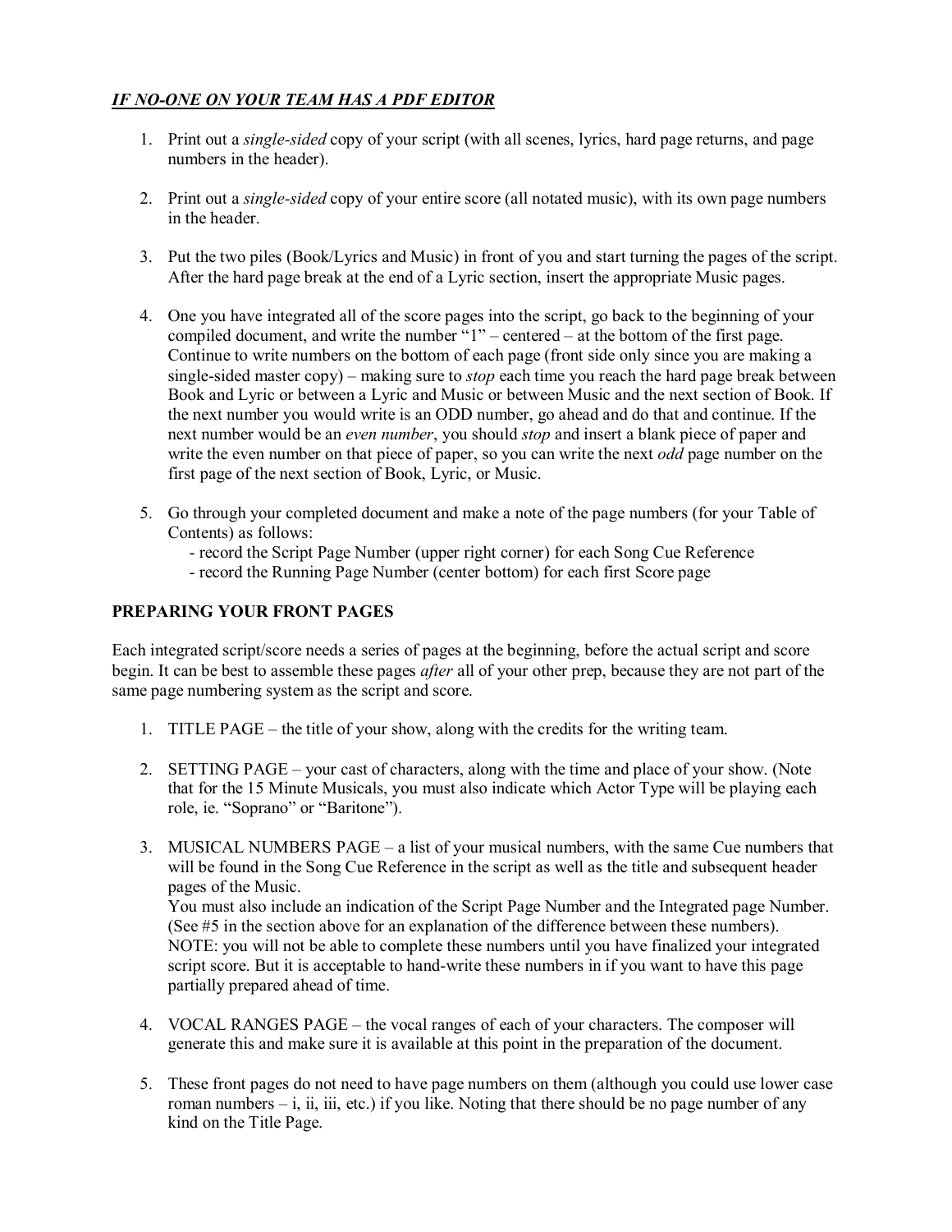***IF NO-ONE ON YOUR TEAM HAS A PDF EDITOR***

1. Print out a *single-sided* copy of your script (with all scenes, lyrics, hard page returns, and page numbers in the header).

2. Print out a *single-sided* copy of your entire score (all notated music), with its own page numbers in the header.

3. Put the two piles (Book/Lyrics and Music) in front of you and start turning the pages of the script. After the hard page break at the end of a Lyric section, insert the appropriate Music pages.

4. One you have integrated all of the score pages into the script, go back to the beginning of your compiled document, and write the number "1" – centered – at the bottom of the first page. Continue to write numbers on the bottom of each page (front side only since you are making a single-sided master copy) – making sure to *stop* each time you reach the hard page break between Book and Lyric or between a Lyric and Music or between Music and the next section of Book. If the next number you would write is an ODD number, go ahead and do that and continue. If the next number would be an *even number*, you should *stop* and insert a blank piece of paper and write the even number on that piece of paper, so you can write the next *odd* page number on the first page of the next section of Book, Lyric, or Music.

5. Go through your completed document and make a note of the page numbers (for your Table of Contents) as follows:
   - record the Script Page Number (upper right corner) for each Song Cue Reference
   - record the Running Page Number (center bottom) for each first Score page

**PREPARING YOUR FRONT PAGES**

Each integrated script/score needs a series of pages at the beginning, before the actual script and score begin. It can be best to assemble these pages *after* all of your other prep, because they are not part of the same page numbering system as the script and score.

1. TITLE PAGE – the title of your show, along with the credits for the writing team.

2. SETTING PAGE – your cast of characters, along with the time and place of your show. (Note that for the 15 Minute Musicals, you must also indicate which Actor Type will be playing each role, ie. "Soprano" or "Baritone").

3. MUSICAL NUMBERS PAGE – a list of your musical numbers, with the same Cue numbers that will be found in the Song Cue Reference in the script as well as the title and subsequent header pages of the Music.
   You must also include an indication of the Script Page Number and the Integrated page Number. (See #5 in the section above for an explanation of the difference between these numbers).
   NOTE: you will not be able to complete these numbers until you have finalized your integrated script score. But it is acceptable to hand-write these numbers in if you want to have this page partially prepared ahead of time.

4. VOCAL RANGES PAGE – the vocal ranges of each of your characters. The composer will generate this and make sure it is available at this point in the preparation of the document.

5. These front pages do not need to have page numbers on them (although you could use lower case roman numbers – i, ii, iii, etc.) if you like. Noting that there should be no page number of any kind on the Title Page.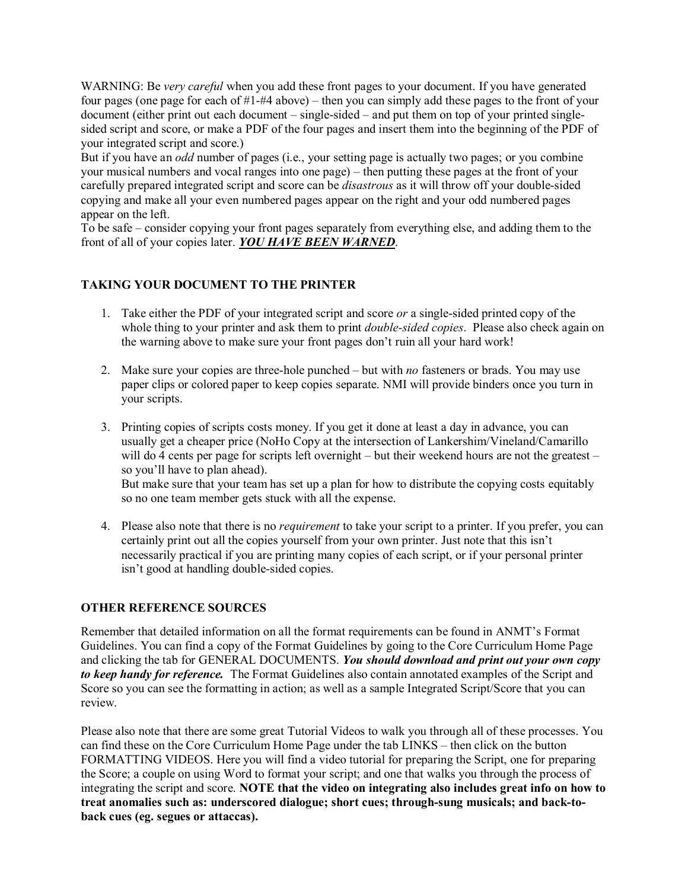WARNING: Be *very careful* when you add these front pages to your document. If you have generated four pages (one page for each of #1-#4 above) – then you can simply add these pages to the front of your document (either print out each document – single-sided – and put them on top of your printed single-sided script and score, or make a PDF of the four pages and insert them into the beginning of the PDF of your integrated script and score.)
But if you have an *odd* number of pages (i.e., your setting page is actually two pages; or you combine your musical numbers and vocal ranges into one page) – then putting these pages at the front of your carefully prepared integrated script and score can be *disastrous* as it will throw off your double-sided copying and make all your even numbered pages appear on the right and your odd numbered pages appear on the left.
To be safe – consider copying your front pages separately from everything else, and adding them to the front of all of your copies later. ***YOU HAVE BEEN WARNED***.

**TAKING YOUR DOCUMENT TO THE PRINTER**

1. Take either the PDF of your integrated script and score *or* a single-sided printed copy of the whole thing to your printer and ask them to print *double-sided copies*. Please also check again on the warning above to make sure your front pages don't ruin all your hard work!

2. Make sure your copies are three-hole punched – but with *no* fasteners or brads. You may use paper clips or colored paper to keep copies separate. NMI will provide binders once you turn in your scripts.

3. Printing copies of scripts costs money. If you get it done at least a day in advance, you can usually get a cheaper price (NoHo Copy at the intersection of Lankershim/Vineland/Camarillo will do 4 cents per page for scripts left overnight – but their weekend hours are not the greatest – so you'll have to plan ahead).
   But make sure that your team has set up a plan for how to distribute the copying costs equitably so no one team member gets stuck with all the expense.

4. Please also note that there is no *requirement* to take your script to a printer. If you prefer, you can certainly print out all the copies yourself from your own printer. Just note that this isn't necessarily practical if you are printing many copies of each script, or if your personal printer isn't good at handling double-sided copies.

**OTHER REFERENCE SOURCES**

Remember that detailed information on all the format requirements can be found in ANMT's Format Guidelines. You can find a copy of the Format Guidelines by going to the Core Curriculum Home Page and clicking the tab for GENERAL DOCUMENTS. ***You should download and print out your own copy to keep handy for reference.*** The Format Guidelines also contain annotated examples of the Script and Score so you can see the formatting in action; as well as a sample Integrated Script/Score that you can review.

Please also note that there are some great Tutorial Videos to walk you through all of these processes. You can find these on the Core Curriculum Home Page under the tab LINKS – then click on the button FORMATTING VIDEOS. Here you will find a video tutorial for preparing the Script, one for preparing the Score; a couple on using Word to format your script; and one that walks you through the process of integrating the script and score. **NOTE that the video on integrating also includes great info on how to treat anomalies such as: underscored dialogue; short cues; through-sung musicals; and back-to-back cues (eg. segues or attaccas).**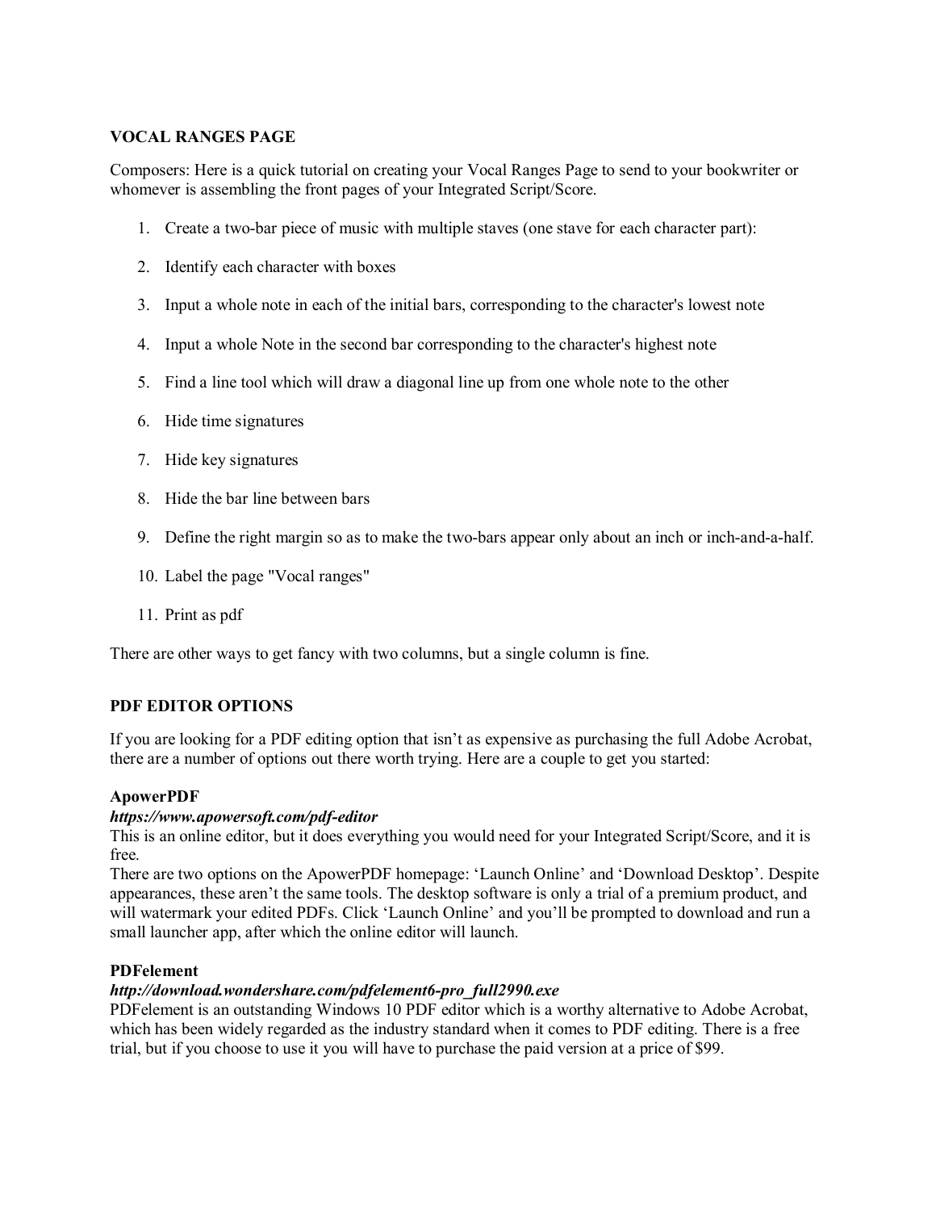**VOCAL RANGES PAGE**

Composers: Here is a quick tutorial on creating your Vocal Ranges Page to send to your bookwriter or whomever is assembling the front pages of your Integrated Script/Score.

1. Create a two-bar piece of music with multiple staves (one stave for each character part):
2. Identify each character with boxes
3. Input a whole note in each of the initial bars, corresponding to the character's lowest note
4. Input a whole Note in the second bar corresponding to the character's highest note
5. Find a line tool which will draw a diagonal line up from one whole note to the other
6. Hide time signatures
7. Hide key signatures
8. Hide the bar line between bars
9. Define the right margin so as to make the two-bars appear only about an inch or inch-and-a-half.
10. Label the page "Vocal ranges"
11. Print as pdf

There are other ways to get fancy with two columns, but a single column is fine.

**PDF EDITOR OPTIONS**

If you are looking for a PDF editing option that isn't as expensive as purchasing the full Adobe Acrobat, there are a number of options out there worth trying. Here are a couple to get you started:

**ApowerPDF**
***https://www.apowersoft.com/pdf-editor***
This is an online editor, but it does everything you would need for your Integrated Script/Score, and it is free.
There are two options on the ApowerPDF homepage: 'Launch Online' and 'Download Desktop'. Despite appearances, these aren't the same tools. The desktop software is only a trial of a premium product, and will watermark your edited PDFs. Click 'Launch Online' and you'll be prompted to download and run a small launcher app, after which the online editor will launch.

**PDFelement**
***http://download.wondershare.com/pdfelement6-pro_full2990.exe***
PDFelement is an outstanding Windows 10 PDF editor which is a worthy alternative to Adobe Acrobat, which has been widely regarded as the industry standard when it comes to PDF editing. There is a free trial, but if you choose to use it you will have to purchase the paid version at a price of $99.